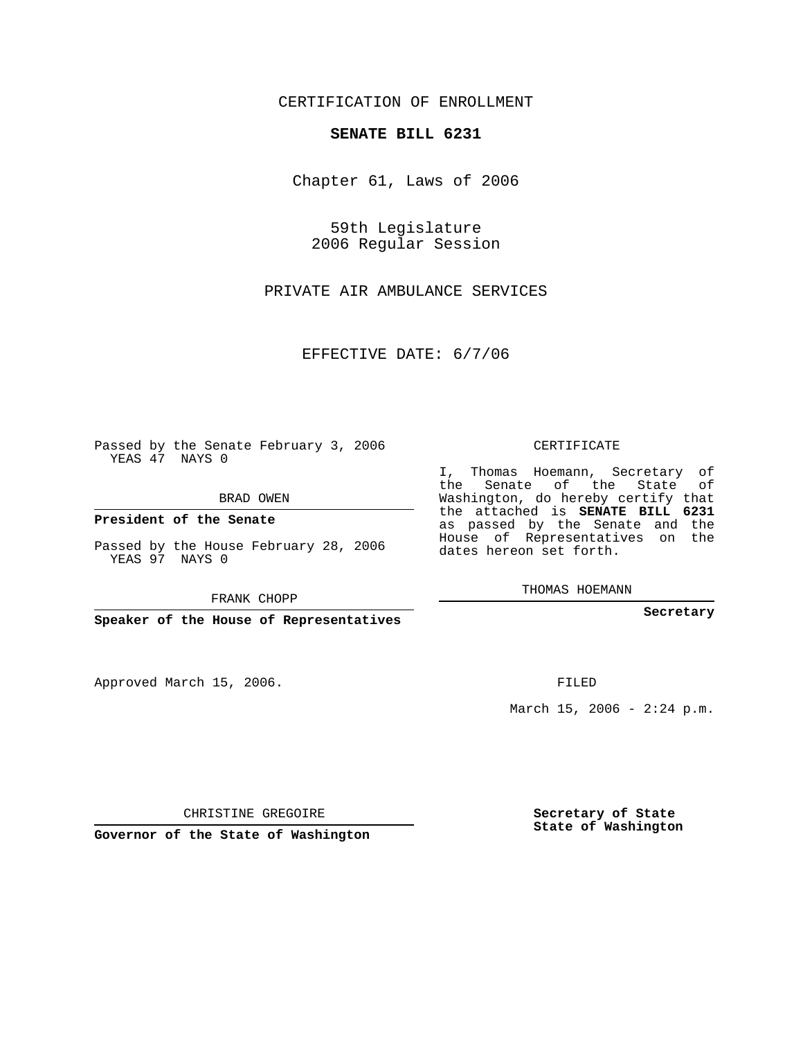CERTIFICATION OF ENROLLMENT

**SENATE BILL 6231**

Chapter 61, Laws of 2006

59th Legislature
2006 Regular Session

PRIVATE AIR AMBULANCE SERVICES

EFFECTIVE DATE: 6/7/06

Passed by the Senate February 3, 2006
YEAS 47 NAYS 0

BRAD OWEN

**President of the Senate**

Passed by the House February 28, 2006
YEAS 97 NAYS 0

FRANK CHOPP

**Speaker of the House of Representatives**

CERTIFICATE

I, Thomas Hoemann, Secretary of the Senate of the State of Washington, do hereby certify that the attached is **SENATE BILL 6231** as passed by the Senate and the House of Representatives on the dates hereon set forth.

THOMAS HOEMANN

**Secretary**

Approved March 15, 2006.

FILED

March 15, 2006 - 2:24 p.m.

CHRISTINE GREGOIRE

**Governor of the State of Washington**

**Secretary of State**
**State of Washington**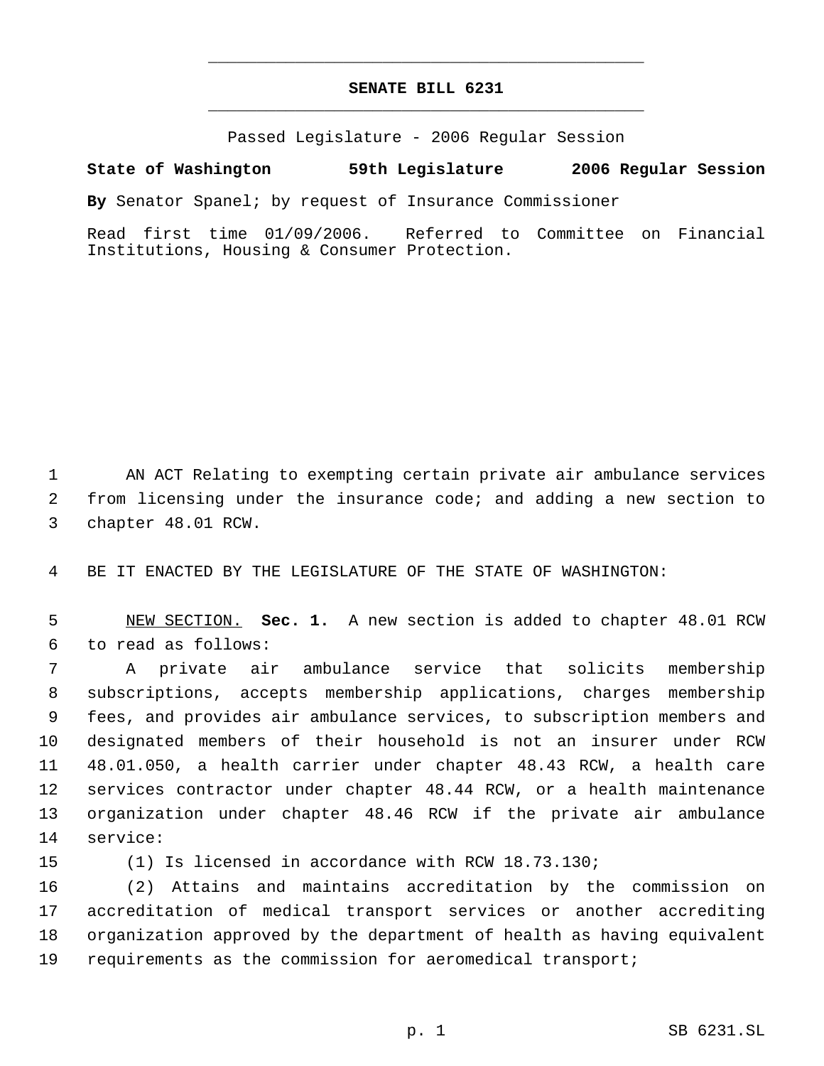# SENATE BILL 6231

Passed Legislature - 2006 Regular Session

**State of Washington 59th Legislature 2006 Regular Session**

**By** Senator Spanel; by request of Insurance Commissioner

Read first time 01/09/2006. Referred to Committee on Financial Institutions, Housing & Consumer Protection.

AN ACT Relating to exempting certain private air ambulance services from licensing under the insurance code; and adding a new section to chapter 48.01 RCW.

BE IT ENACTED BY THE LEGISLATURE OF THE STATE OF WASHINGTON:

NEW SECTION. **Sec. 1.** A new section is added to chapter 48.01 RCW to read as follows:

A private air ambulance service that solicits membership subscriptions, accepts membership applications, charges membership fees, and provides air ambulance services, to subscription members and designated members of their household is not an insurer under RCW 48.01.050, a health carrier under chapter 48.43 RCW, a health care services contractor under chapter 48.44 RCW, or a health maintenance organization under chapter 48.46 RCW if the private air ambulance service:

(1) Is licensed in accordance with RCW 18.73.130;

(2) Attains and maintains accreditation by the commission on accreditation of medical transport services or another accrediting organization approved by the department of health as having equivalent requirements as the commission for aeromedical transport;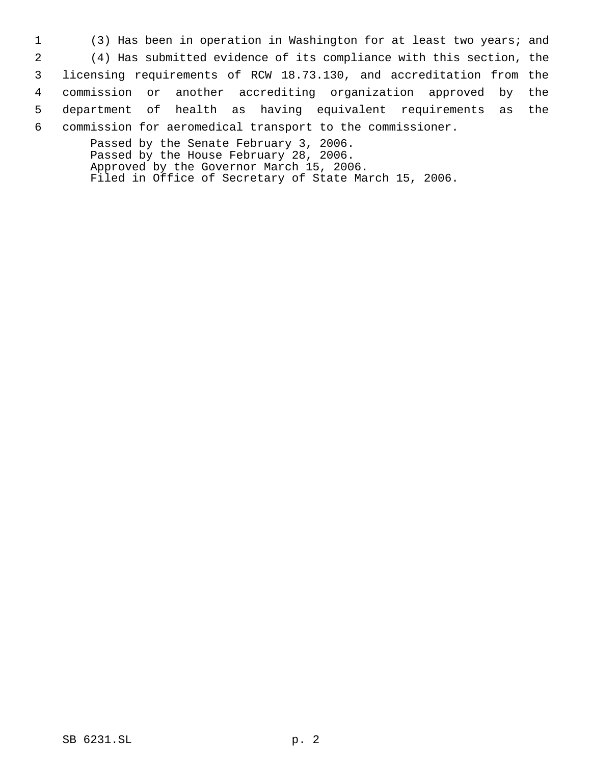(3) Has been in operation in Washington for at least two years; and

(4) Has submitted evidence of its compliance with this section, the licensing requirements of RCW 18.73.130, and accreditation from the commission or another accrediting organization approved by the department of health as having equivalent requirements as the commission for aeromedical transport to the commissioner.

Passed by the Senate February 3, 2006.
Passed by the House February 28, 2006.
Approved by the Governor March 15, 2006.
Filed in Office of Secretary of State March 15, 2006.